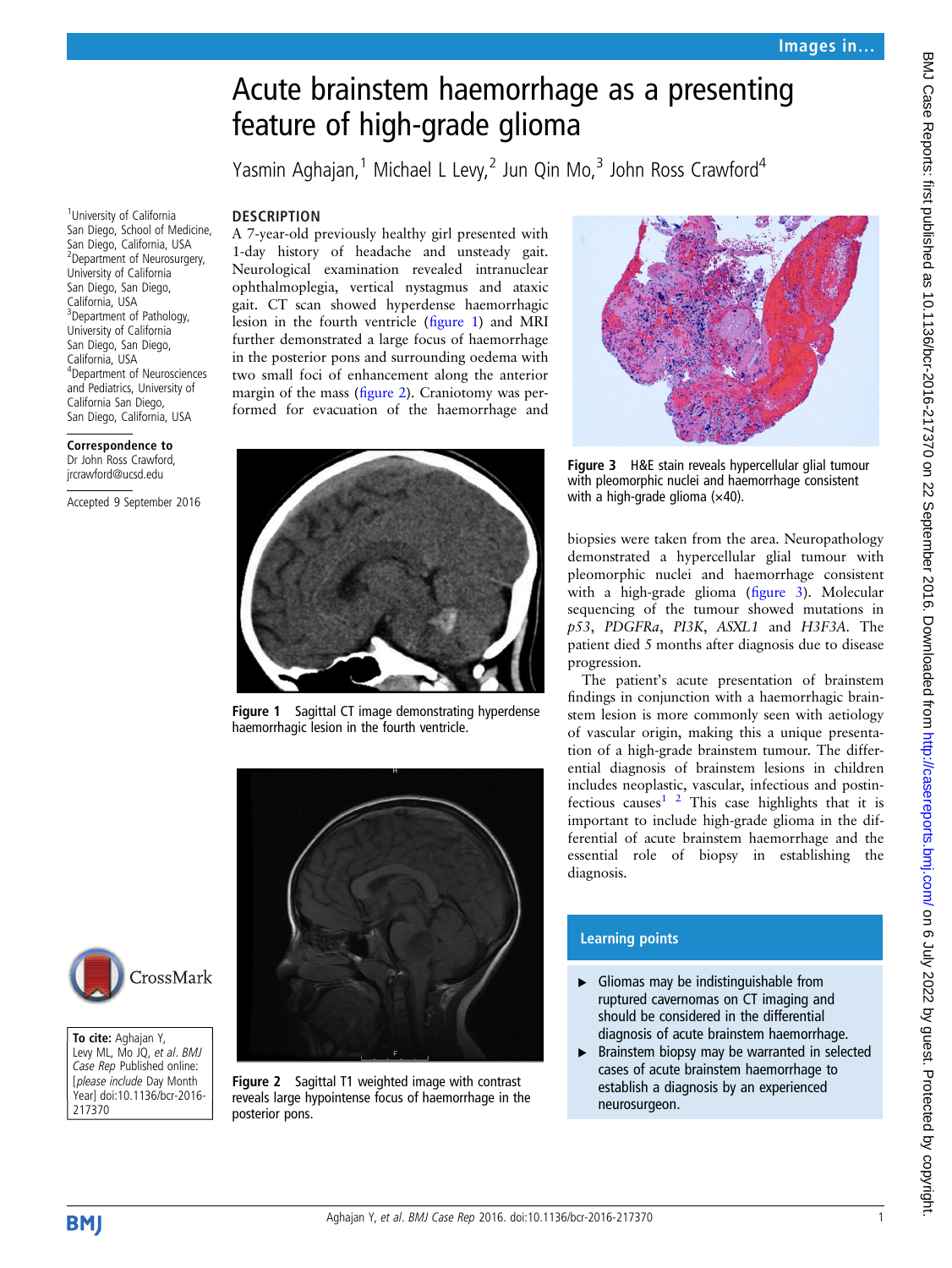# Acute brainstem haemorrhage as a presenting feature of high-grade glioma

Yasmin Aghajan,[1] Michael L Levy,[2] Jun Qin Mo,[3] John Ross Crawford[4]

[1]University of California San Diego, School of Medicine, San Diego, California, USA
[2]Department of Neurosurgery, University of California San Diego, San Diego, California, USA
[3]Department of Pathology, University of California San Diego, San Diego, California, USA
[4]Department of Neurosciences and Pediatrics, University of California San Diego, San Diego, California, USA

**Correspondence to**
Dr John Ross Crawford, jrcrawford@ucsd.edu

Accepted 9 September 2016

## DESCRIPTION

A 7-year-old previously healthy girl presented with 1-day history of headache and unsteady gait. Neurological examination revealed intranuclear ophthalmoplegia, vertical nystagmus and ataxic gait. CT scan showed hyperdense haemorrhagic lesion in the fourth ventricle (figure 1) and MRI further demonstrated a large focus of haemorrhage in the posterior pons and surrounding oedema with two small foci of enhancement along the anterior margin of the mass (figure 2). Craniotomy was performed for evacuation of the haemorrhage and biopsies were taken from the area. Neuropathology demonstrated a hypercellular glial tumour with pleomorphic nuclei and haemorrhage consistent with a high-grade glioma (figure 3). Molecular sequencing of the tumour showed mutations in *p53*, *PDGFRa*, *PI3K*, *ASXL1* and *H3F3A*. The patient died 5 months after diagnosis due to disease progression.

Figure 1 Sagittal CT image demonstrating hyperdense haemorrhagic lesion in the fourth ventricle.

Figure 2 Sagittal T1 weighted image with contrast reveals large hypointense focus of haemorrhage in the posterior pons.

Figure 3 H&E stain reveals hypercellular glial tumour with pleomorphic nuclei and haemorrhage consistent with a high-grade glioma (×40).

The patient's acute presentation of brainstem findings in conjunction with a haemorrhagic brainstem lesion is more commonly seen with aetiology of vascular origin, making this a unique presentation of a high-grade brainstem tumour. The differential diagnosis of brainstem lesions in children includes neoplastic, vascular, infectious and postinfectious causes[1 2] This case highlights that it is important to include high-grade glioma in the differential of acute brainstem haemorrhage and the essential role of biopsy in establishing the diagnosis.

### Learning points

- Gliomas may be indistinguishable from ruptured cavernomas on CT imaging and should be considered in the differential diagnosis of acute brainstem haemorrhage.
- Brainstem biopsy may be warranted in selected cases of acute brainstem haemorrhage to establish a diagnosis by an experienced neurosurgeon.

**To cite:** Aghajan Y, Levy ML, Mo JQ, *et al*. *BMJ Case Rep* Published online: [*please include* Day Month Year] doi:10.1136/bcr-2016-217370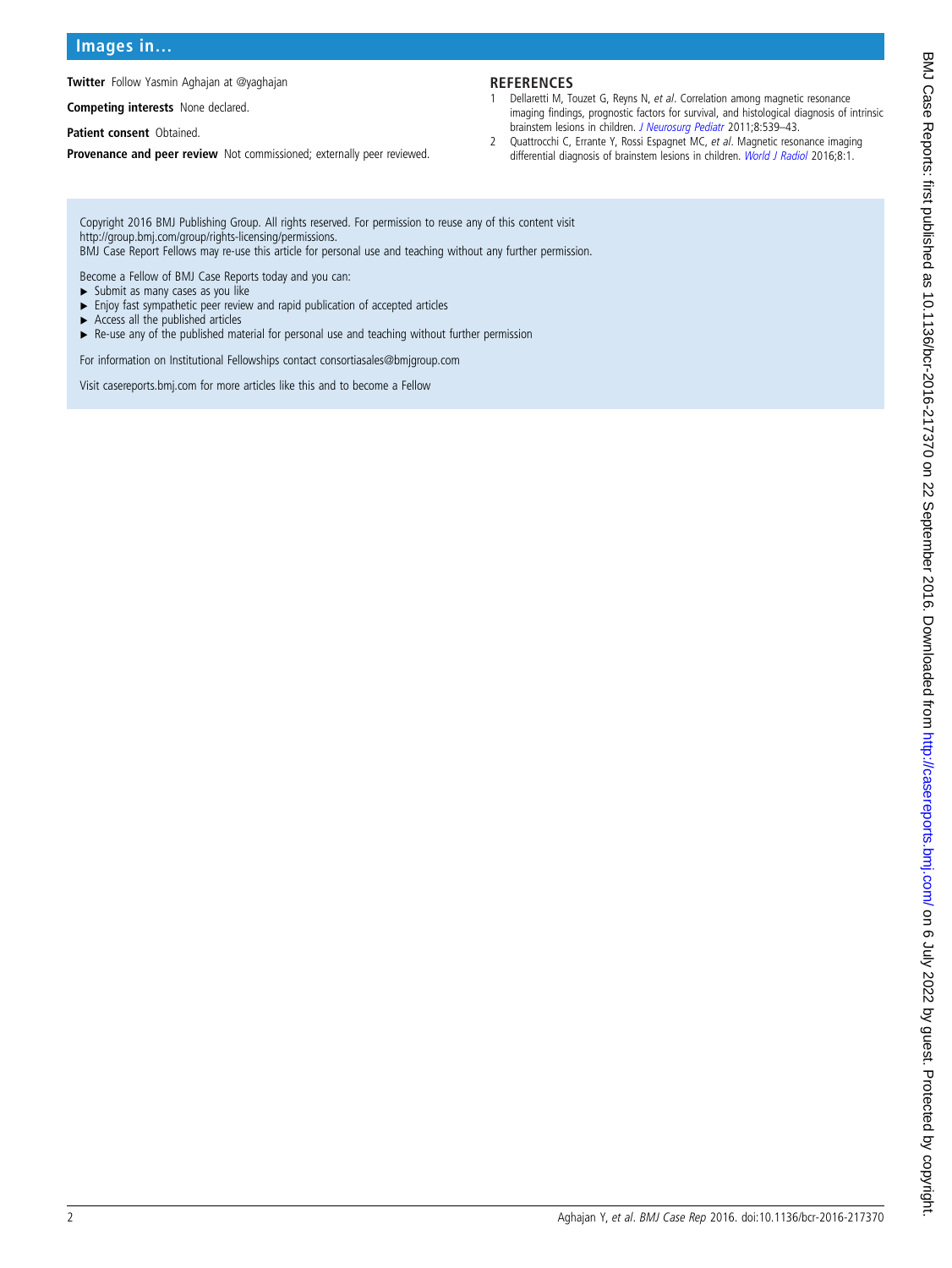**Twitter** Follow Yasmin Aghajan at @yaghajan

**Competing interests** None declared.

**Patient consent** Obtained.

**Provenance and peer review** Not commissioned; externally peer reviewed.

## REFERENCES

1. Dellaretti M, Touzet G, Reyns N, *et al*. Correlation among magnetic resonance imaging findings, prognostic factors for survival, and histological diagnosis of intrinsic brainstem lesions in children. *J Neurosurg Pediatr* 2011;8:539–43.
2. Quattrocchi C, Errante Y, Rossi Espagnet MC, *et al*. Magnetic resonance imaging differential diagnosis of brainstem lesions in children. *World J Radiol* 2016;8:1.

Copyright 2016 BMJ Publishing Group. All rights reserved. For permission to reuse any of this content visit http://group.bmj.com/group/rights-licensing/permissions.
BMJ Case Report Fellows may re-use this article for personal use and teaching without any further permission.

Become a Fellow of BMJ Case Reports today and you can:

- Submit as many cases as you like
- Enjoy fast sympathetic peer review and rapid publication of accepted articles
- Access all the published articles
- Re-use any of the published material for personal use and teaching without further permission

For information on Institutional Fellowships contact consortiasales@bmjgroup.com

Visit casereports.bmj.com for more articles like this and to become a Fellow